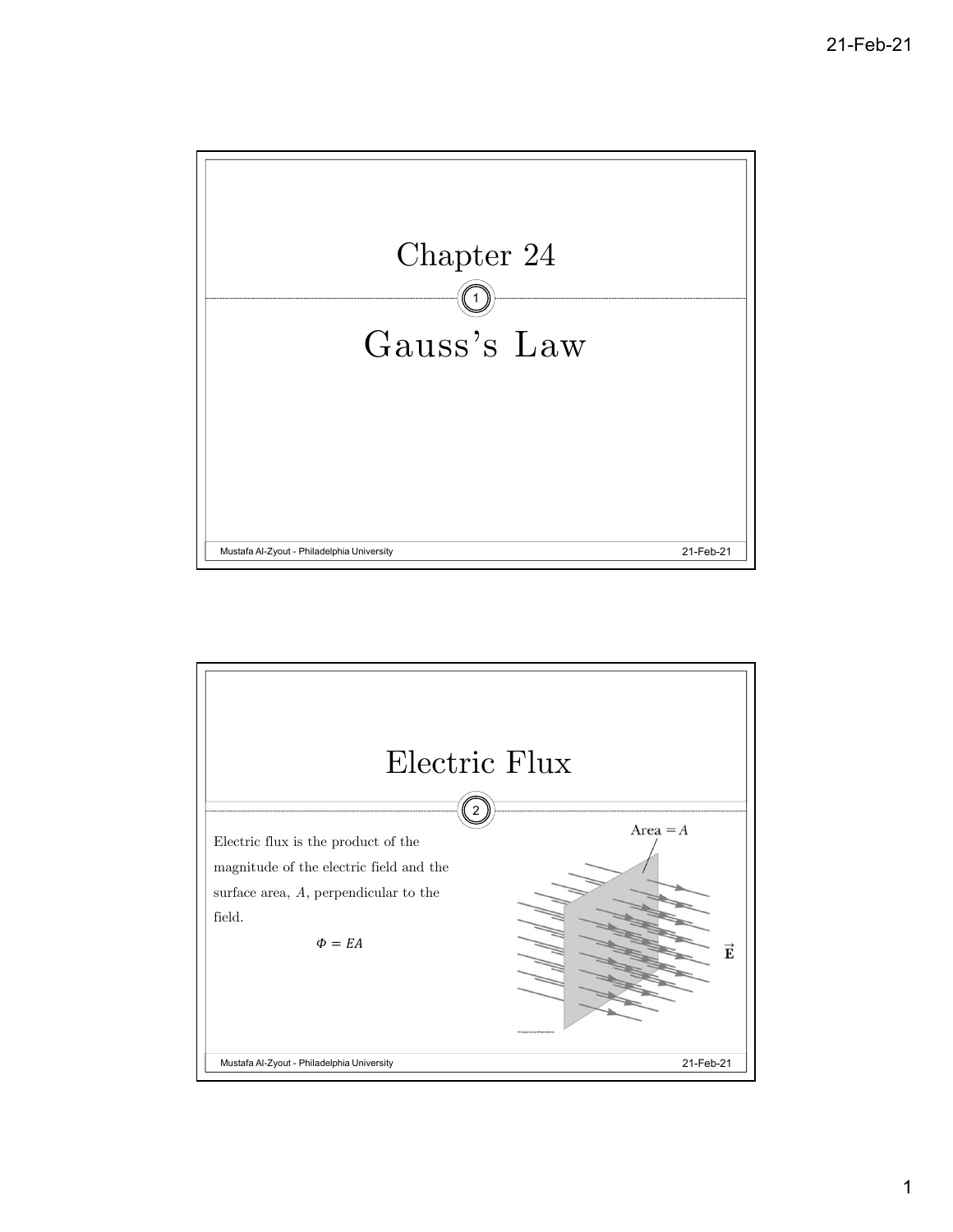# Chapter 24

# Gauss's Law

## Electric Flux

Electric flux is the product of the magnitude of the electric field and the surface area, $A$, perpendicular to the field.

$$\Phi = EA$$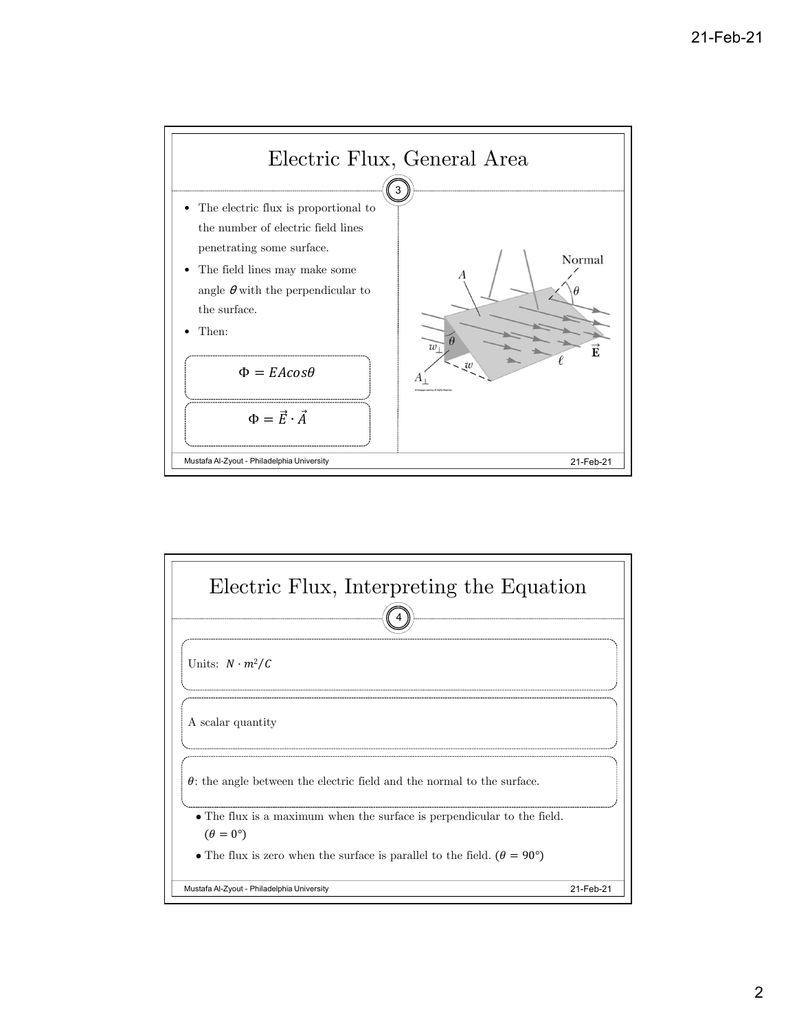## Electric Flux, General Area

- The electric flux is proportional to the number of electric field lines penetrating some surface.
- The field lines may make some angle $\theta$ with the perpendicular to the surface.
- Then:

$$\Phi = EA\cos\theta$$

$$\Phi = \vec{E} \cdot \vec{A}$$

## Electric Flux, Interpreting the Equation

Units: $N \cdot m^2/C$

A scalar quantity

$\theta$: the angle between the electric field and the normal to the surface.

- The flux is a maximum when the surface is perpendicular to the field. ($\theta = 0°$)
- The flux is zero when the surface is parallel to the field. ($\theta = 90°$)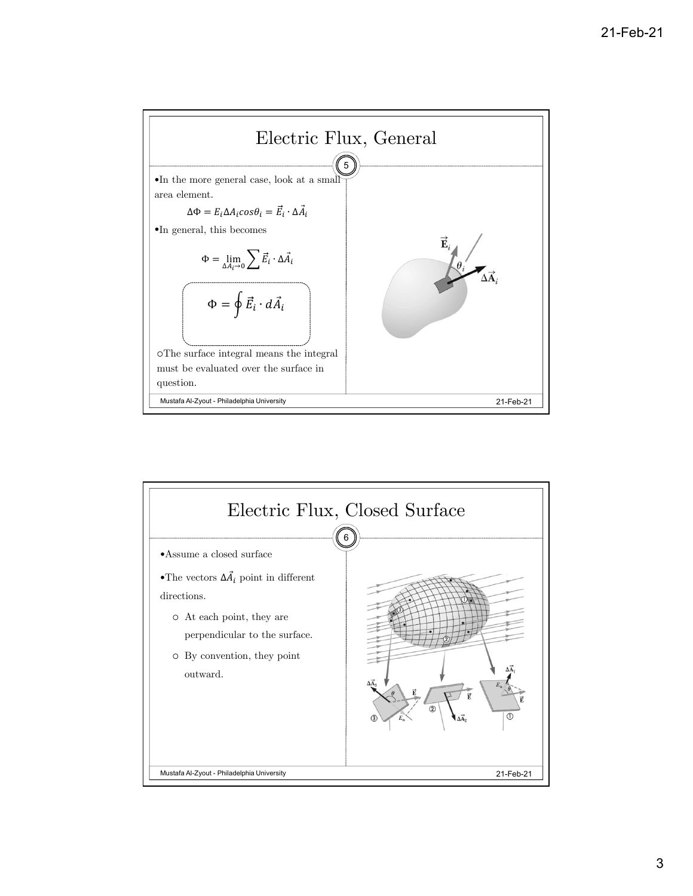# Electric Flux, General

- In the more general case, look at a small area element.

$$\Delta\Phi = E_i \Delta A_i cos\theta_i = \vec{E}_i \cdot \Delta\vec{A}_i$$

- In general, this becomes

$$\Phi = \lim_{\Delta A_i \to 0} \sum \vec{E}_i \cdot \Delta\vec{A}_i$$

$$\Phi = \oint \vec{E}_i \cdot d\vec{A}_i$$

  - The surface integral means the integral must be evaluated over the surface in question.

# Electric Flux, Closed Surface

- Assume a closed surface
- The vectors $\Delta\vec{A}_i$ point in different directions.
  - At each point, they are perpendicular to the surface.
  - By convention, they point outward.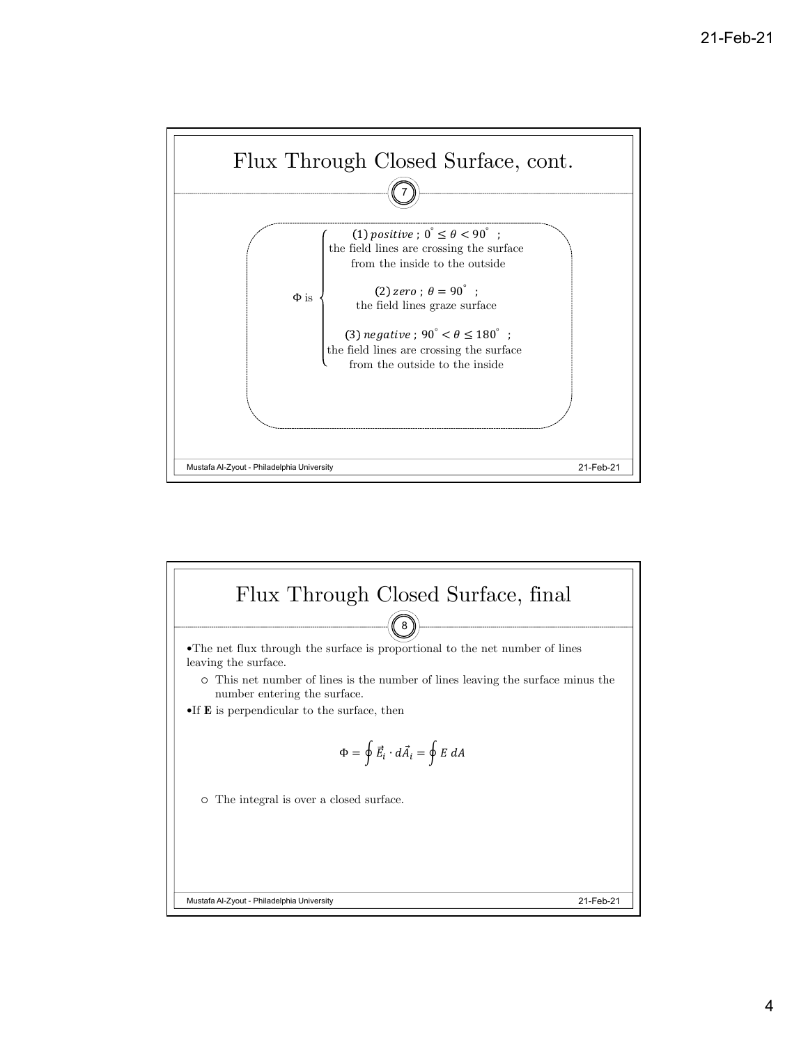## Flux Through Closed Surface, cont.

$\Phi$ is

- (1) *positive* ; $0^\circ \leq \theta < 90^\circ$ ; the field lines are crossing the surface from the inside to the outside
- (2) *zero* ; $\theta = 90^\circ$ ; the field lines graze surface
- (3) *negative* ; $90^\circ < \theta \leq 180^\circ$ ; the field lines are crossing the surface from the outside to the inside

## Flux Through Closed Surface, final

- The net flux through the surface is proportional to the net number of lines leaving the surface.
  - This net number of lines is the number of lines leaving the surface minus the number entering the surface.
- If **E** is perpendicular to the surface, then

$$\Phi = \oint \vec{E}_i \cdot d\vec{A}_i = \oint E \, dA$$

  - The integral is over a closed surface.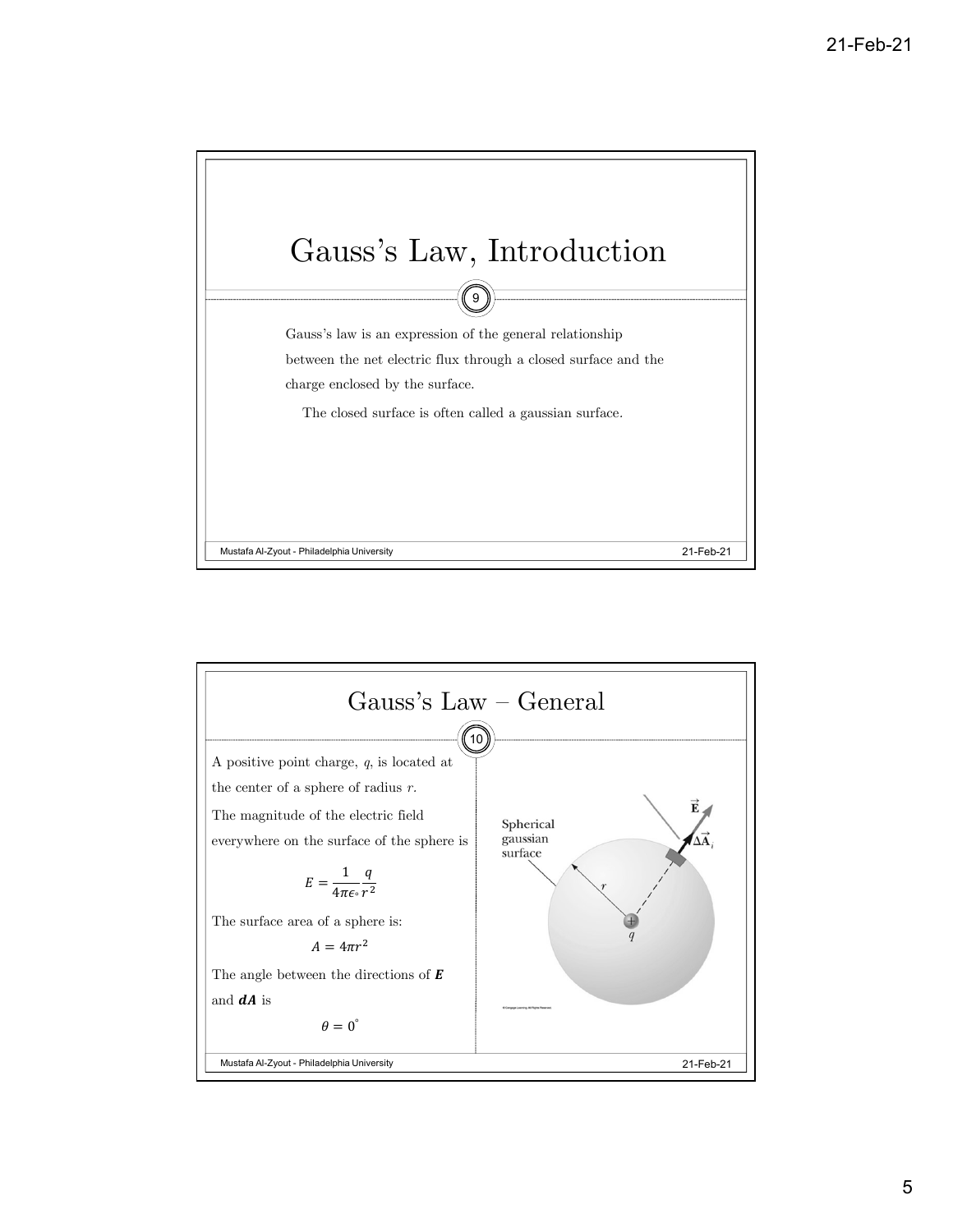# Gauss's Law, Introduction

Gauss's law is an expression of the general relationship between the net electric flux through a closed surface and the charge enclosed by the surface.

The closed surface is often called a gaussian surface.

# Gauss's Law – General

A positive point charge, $q$, is located at the center of a sphere of radius $r$.

The magnitude of the electric field everywhere on the surface of the sphere is

$$E = \frac{1}{4\pi\epsilon_\circ}\frac{q}{r^2}$$

The surface area of a sphere is:

$$A = 4\pi r^2$$

The angle between the directions of $\boldsymbol{E}$ and $\boldsymbol{dA}$ is

$$\theta = 0^\circ$$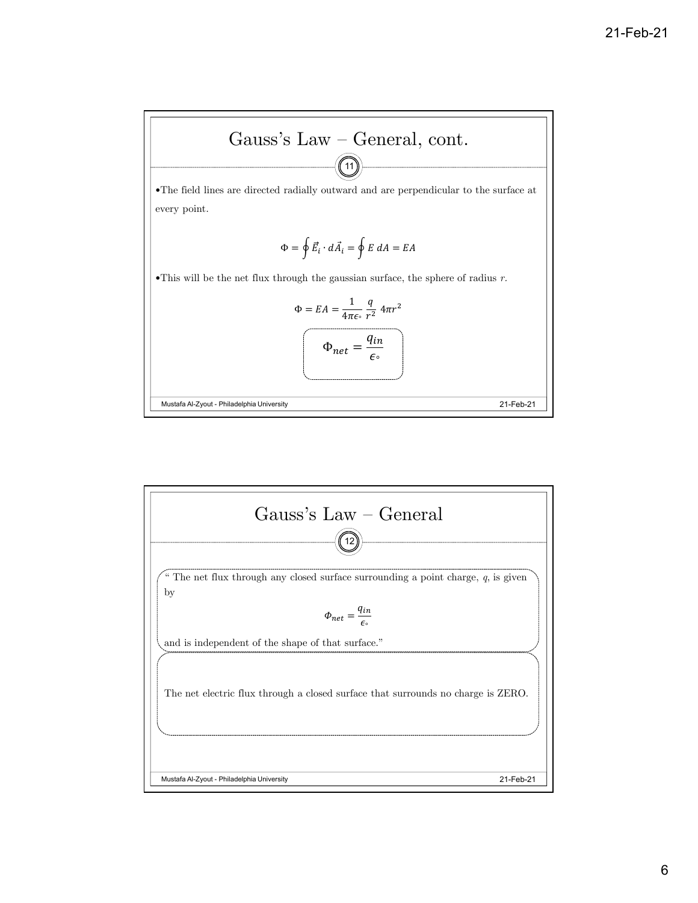## Gauss's Law – General, cont.

- The field lines are directed radially outward and are perpendicular to the surface at every point.

$$\Phi = \oint \vec{E}_i \cdot d\vec{A}_i = \oint E \, dA = EA$$

- This will be the net flux through the gaussian surface, the sphere of radius $r$.

$$\Phi = EA = \frac{1}{4\pi\epsilon_\circ} \frac{q}{r^2} \, 4\pi r^2$$

$$\Phi_{net} = \frac{q_{in}}{\epsilon_\circ}$$

## Gauss's Law – General

" The net flux through any closed surface surrounding a point charge, $q$, is given by

$$\Phi_{net} = \frac{q_{in}}{\epsilon_\circ}$$

and is independent of the shape of that surface."

The net electric flux through a closed surface that surrounds no charge is ZERO.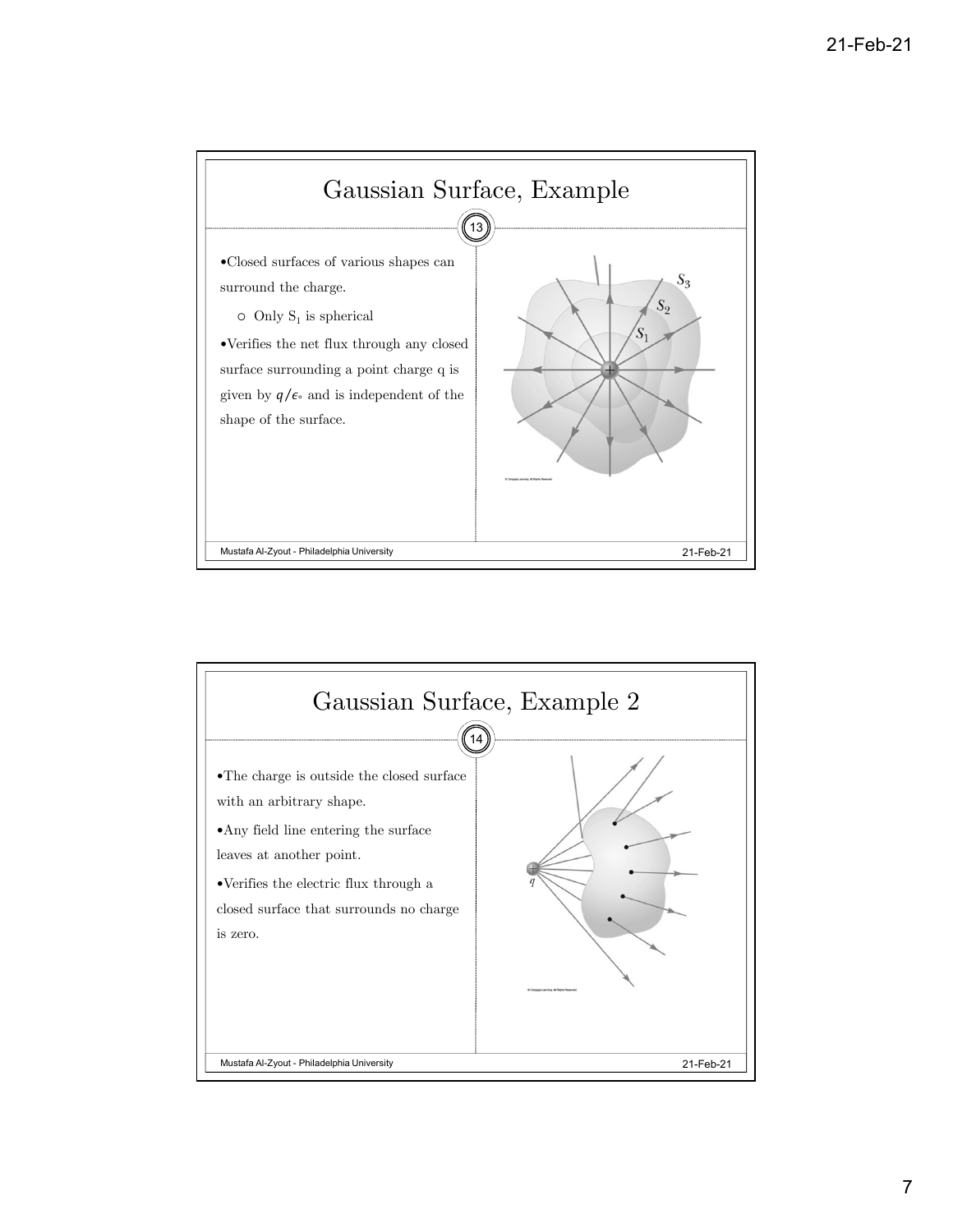## Gaussian Surface, Example

- Closed surfaces of various shapes can surround the charge.
  - Only $S_1$ is spherical
- Verifies the net flux through any closed surface surrounding a point charge q is given by $q/\epsilon_\circ$ and is independent of the shape of the surface.

## Gaussian Surface, Example 2

- The charge is outside the closed surface with an arbitrary shape.
- Any field line entering the surface leaves at another point.
- Verifies the electric flux through a closed surface that surrounds no charge is zero.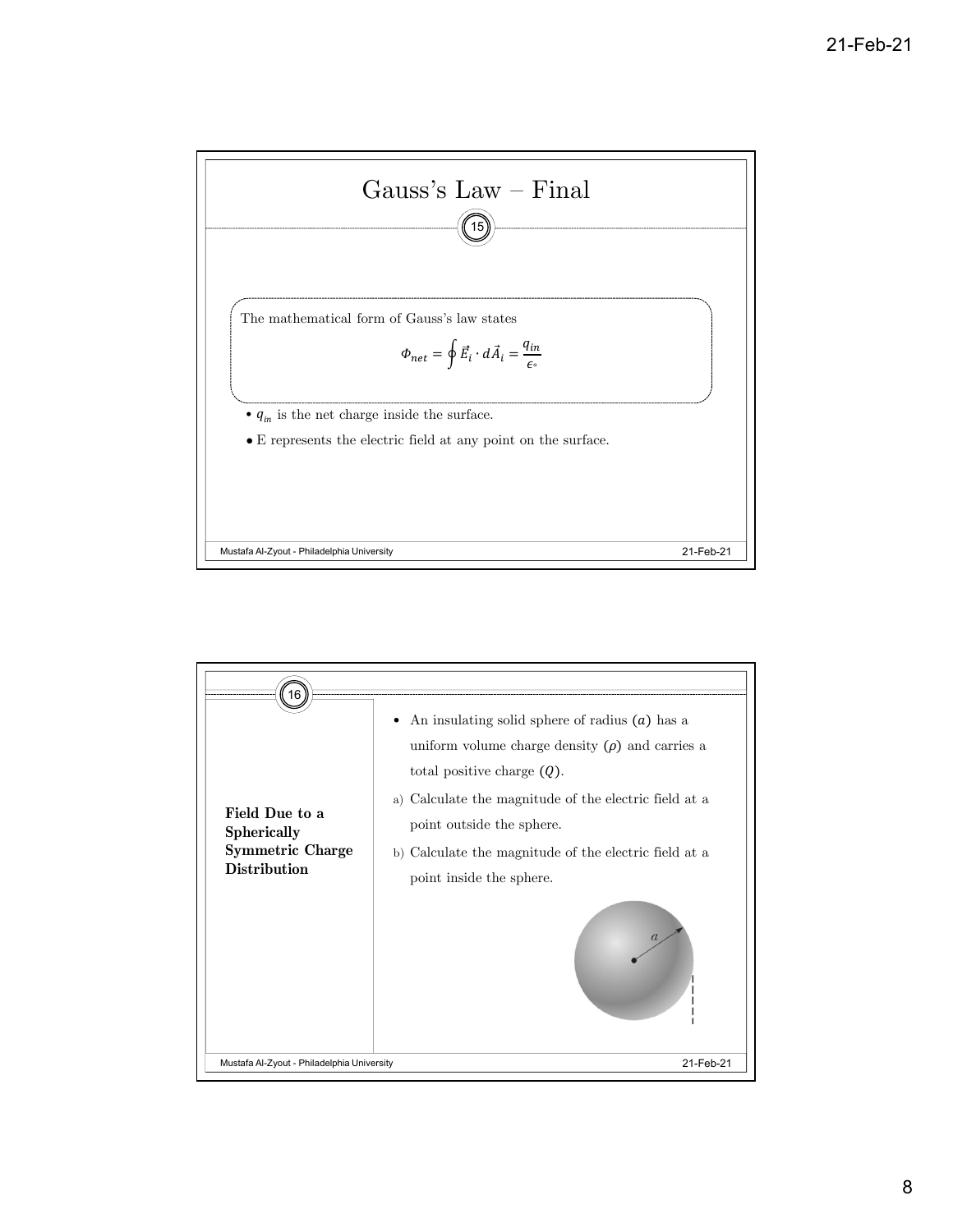## Gauss's Law – Final

The mathematical form of Gauss's law states

$$\Phi_{net} = \oint \vec{E}_i \cdot d\vec{A}_i = \frac{q_{in}}{\epsilon_\circ}$$

- $q_{in}$ is the net charge inside the surface.
- E represents the electric field at any point on the surface.

## Field Due to a Spherically Symmetric Charge Distribution

- An insulating solid sphere of radius $(a)$ has a uniform volume charge density $(\rho)$ and carries a total positive charge $(Q)$.

a) Calculate the magnitude of the electric field at a point outside the sphere.

b) Calculate the magnitude of the electric field at a point inside the sphere.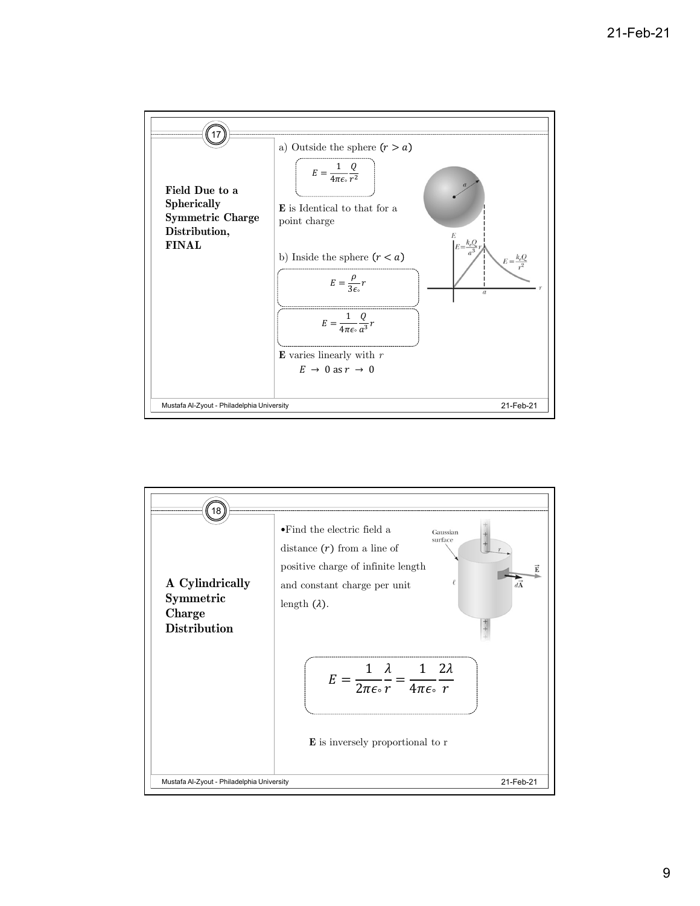## Field Due to a Spherically Symmetric Charge Distribution, FINAL

a) Outside the sphere $(r > a)$

$$E = \frac{1}{4\pi\epsilon_\circ}\frac{Q}{r^2}$$

**E** is Identical to that for a point charge

b) Inside the sphere $(r < a)$

$$E = \frac{\rho}{3\epsilon_\circ}r$$

$$E = \frac{1}{4\pi\epsilon_\circ}\frac{Q}{a^3}r$$

**E** varies linearly with $r$

$E \rightarrow 0$ as $r \rightarrow 0$

## A Cylindrically Symmetric Charge Distribution

- Find the electric field a distance $(r)$ from a line of positive charge of infinite length and constant charge per unit length $(\lambda)$.

$$E = \frac{1}{2\pi\epsilon_\circ}\frac{\lambda}{r} = \frac{1}{4\pi\epsilon_\circ}\frac{2\lambda}{r}$$

**E** is inversely proportional to r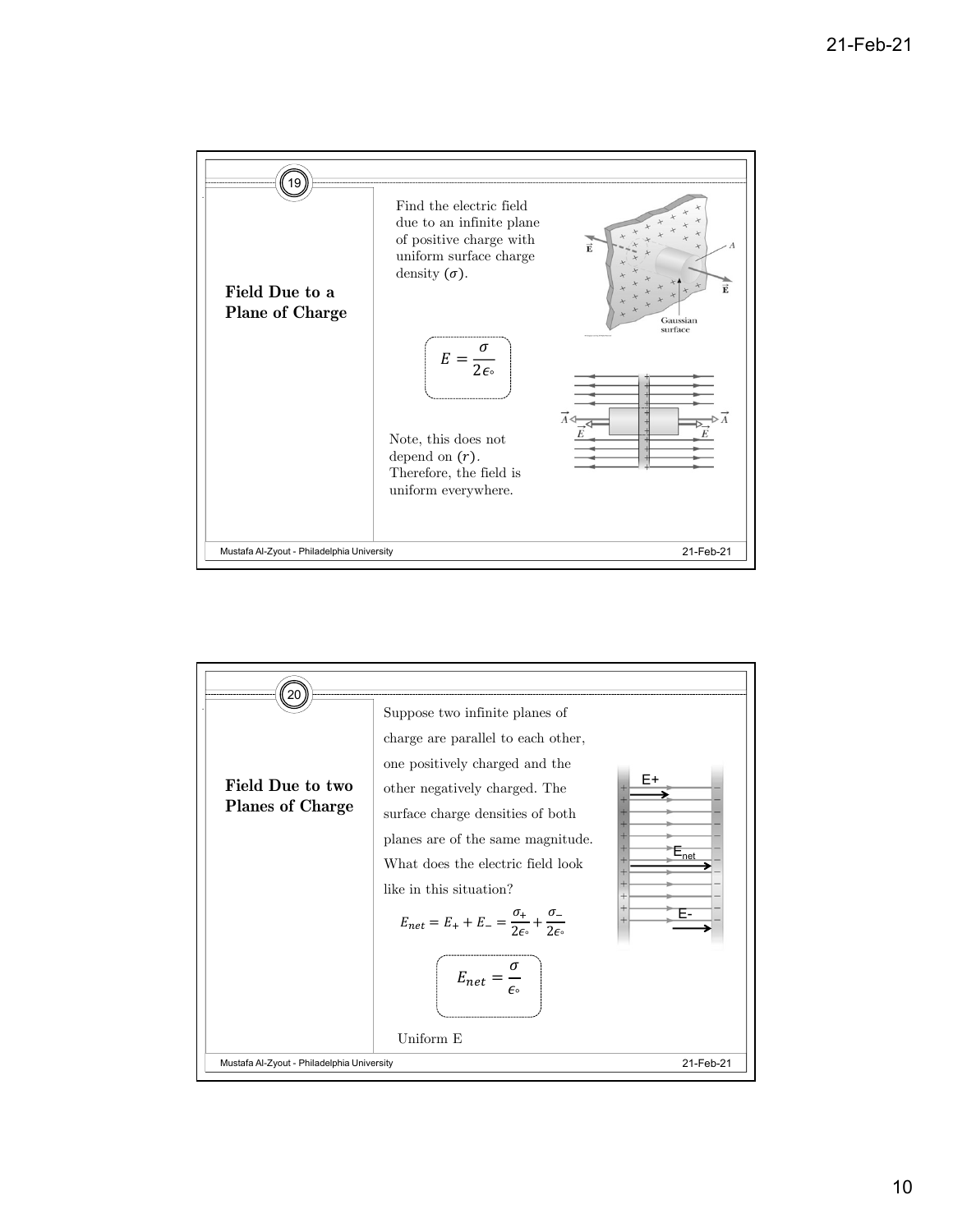## Field Due to a Plane of Charge

Find the electric field due to an infinite plane of positive charge with uniform surface charge density ($\sigma$).

$$E = \frac{\sigma}{2\epsilon_\circ}$$

Note, this does not depend on ($r$). Therefore, the field is uniform everywhere.

## Field Due to two Planes of Charge

Suppose two infinite planes of charge are parallel to each other, one positively charged and the other negatively charged. The surface charge densities of both planes are of the same magnitude. What does the electric field look like in this situation?

$$E_{net} = E_+ + E_- = \frac{\sigma_+}{2\epsilon_\circ} + \frac{\sigma_-}{2\epsilon_\circ}$$

$$E_{net} = \frac{\sigma}{\epsilon_\circ}$$

Uniform E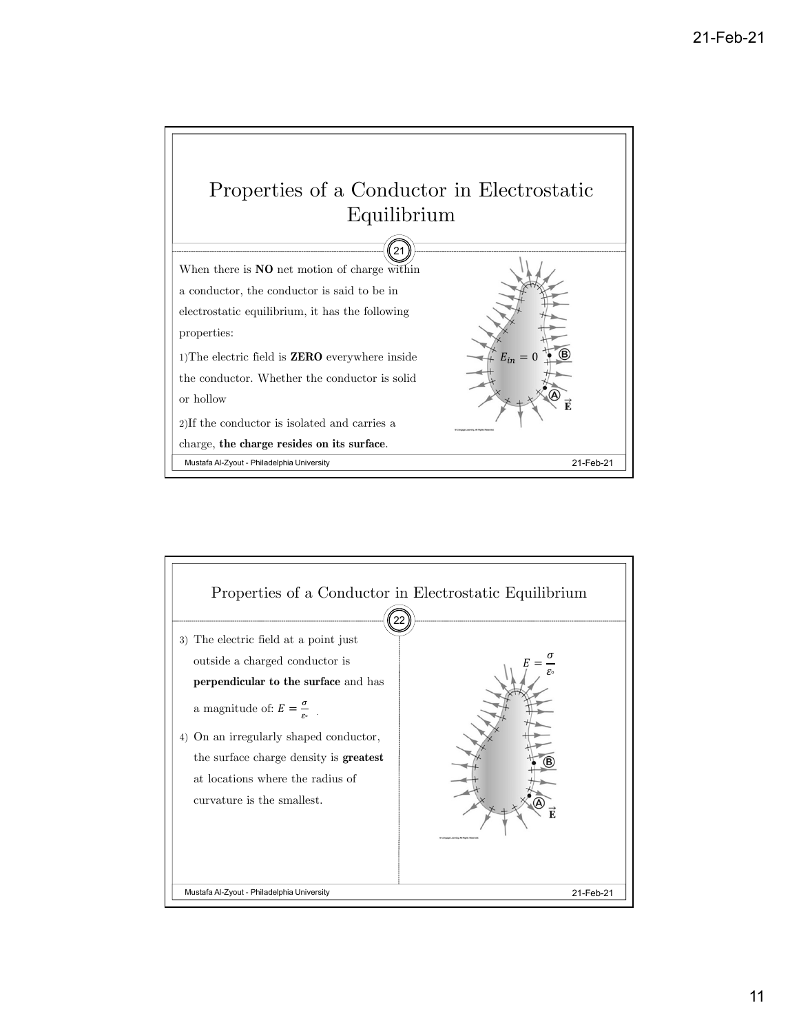# Properties of a Conductor in Electrostatic Equilibrium

When there is **NO** net motion of charge within a conductor, the conductor is said to be in electrostatic equilibrium, it has the following properties:

1) The electric field is **ZERO** everywhere inside the conductor. Whether the conductor is solid or hollow

2) If the conductor is isolated and carries a charge, **the charge resides on its surface**.

$E_{in} = 0$

# Properties of a Conductor in Electrostatic Equilibrium

3) The electric field at a point just outside a charged conductor is **perpendicular to the surface** and has a magnitude of: $E = \frac{\sigma}{\varepsilon_\circ}$ .

4) On an irregularly shaped conductor, the surface charge density is **greatest** at locations where the radius of curvature is the smallest.

$E = \frac{\sigma}{\varepsilon_\circ}$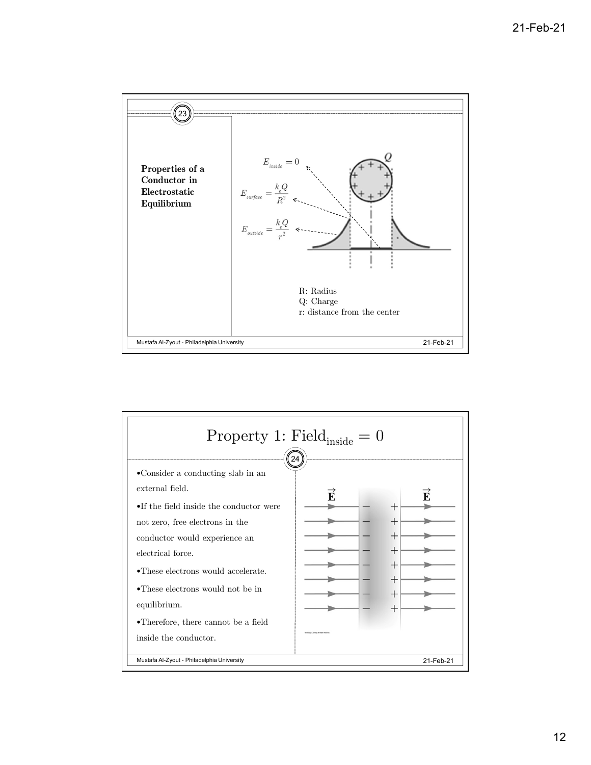## Properties of a Conductor in Electrostatic Equilibrium

$E_{inside} = 0$

$E_{surface} = \frac{k_e Q}{R^2}$

$E_{outside} = \frac{k_e Q}{r^2}$

R: Radius
Q: Charge
r: distance from the center

## Property 1: Field$_{\text{inside}}$ = 0

- Consider a conducting slab in an external field.
- If the field inside the conductor were not zero, free electrons in the conductor would experience an electrical force.
- These electrons would accelerate.
- These electrons would not be in equilibrium.
- Therefore, there cannot be a field inside the conductor.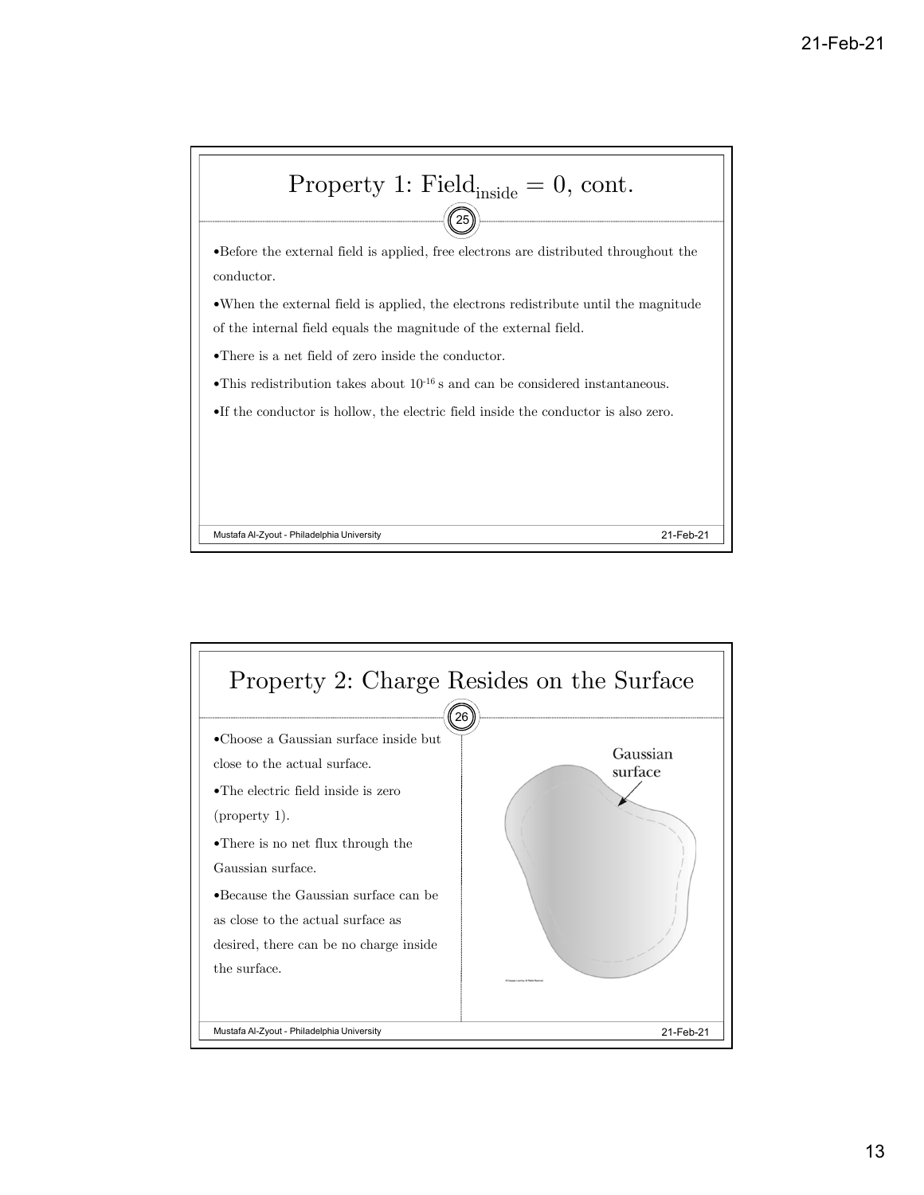## Property 1: $\text{Field}_{\text{inside}} = 0$, cont.

- Before the external field is applied, free electrons are distributed throughout the conductor.
- When the external field is applied, the electrons redistribute until the magnitude of the internal field equals the magnitude of the external field.
- There is a net field of zero inside the conductor.
- This redistribution takes about $10^{-16}$ s and can be considered instantaneous.
- If the conductor is hollow, the electric field inside the conductor is also zero.

## Property 2: Charge Resides on the Surface

- Choose a Gaussian surface inside but close to the actual surface.
- The electric field inside is zero (property 1).
- There is no net flux through the Gaussian surface.
- Because the Gaussian surface can be as close to the actual surface as desired, there can be no charge inside the surface.

Gaussian surface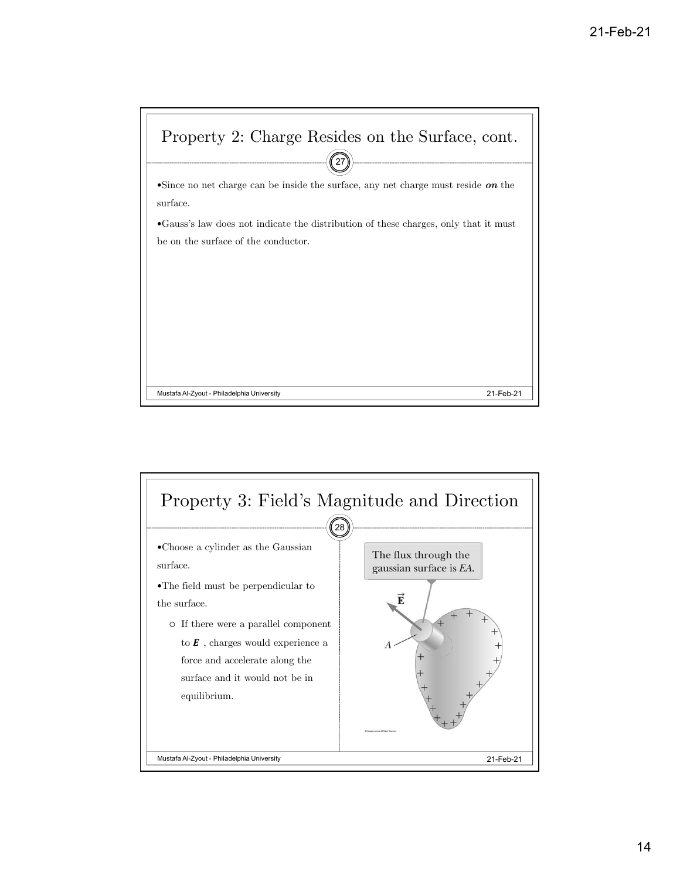## Property 2: Charge Resides on the Surface, cont.

- Since no net charge can be inside the surface, any net charge must reside ***on*** the surface.
- Gauss's law does not indicate the distribution of these charges, only that it must be on the surface of the conductor.

## Property 3: Field's Magnitude and Direction

- Choose a cylinder as the Gaussian surface.
- The field must be perpendicular to the surface.
  - If there were a parallel component to $\boldsymbol{E}$ , charges would experience a force and accelerate along the surface and it would not be in equilibrium.

The flux through the gaussian surface is $EA$.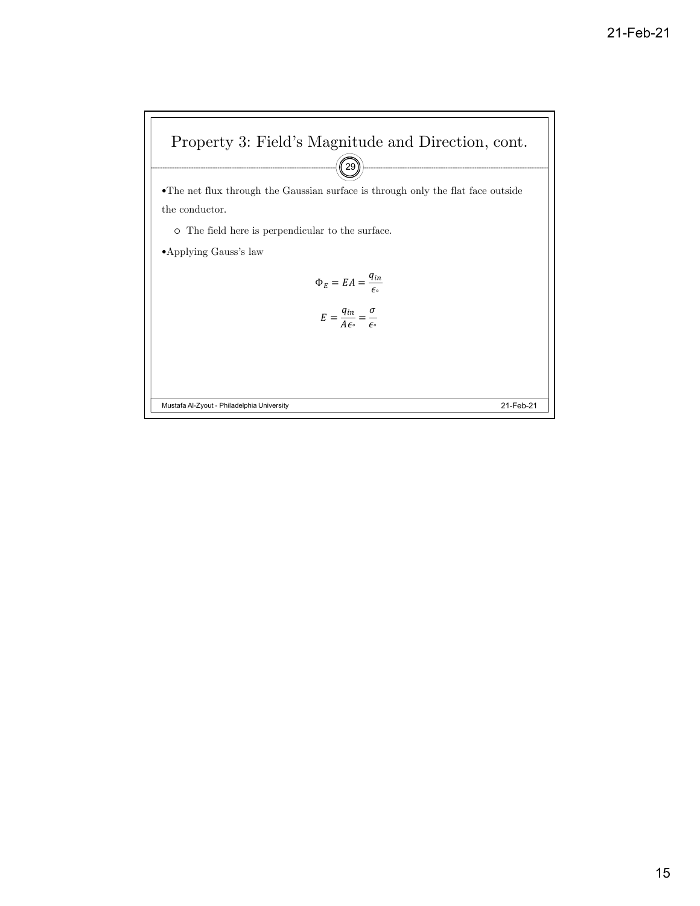## Property 3: Field's Magnitude and Direction, cont.

- The net flux through the Gaussian surface is through only the flat face outside the conductor.
  - The field here is perpendicular to the surface.
- Applying Gauss's law

$$\Phi_E = EA = \frac{q_{in}}{\epsilon_\circ}$$

$$E = \frac{q_{in}}{A\epsilon_\circ} = \frac{\sigma}{\epsilon_\circ}$$